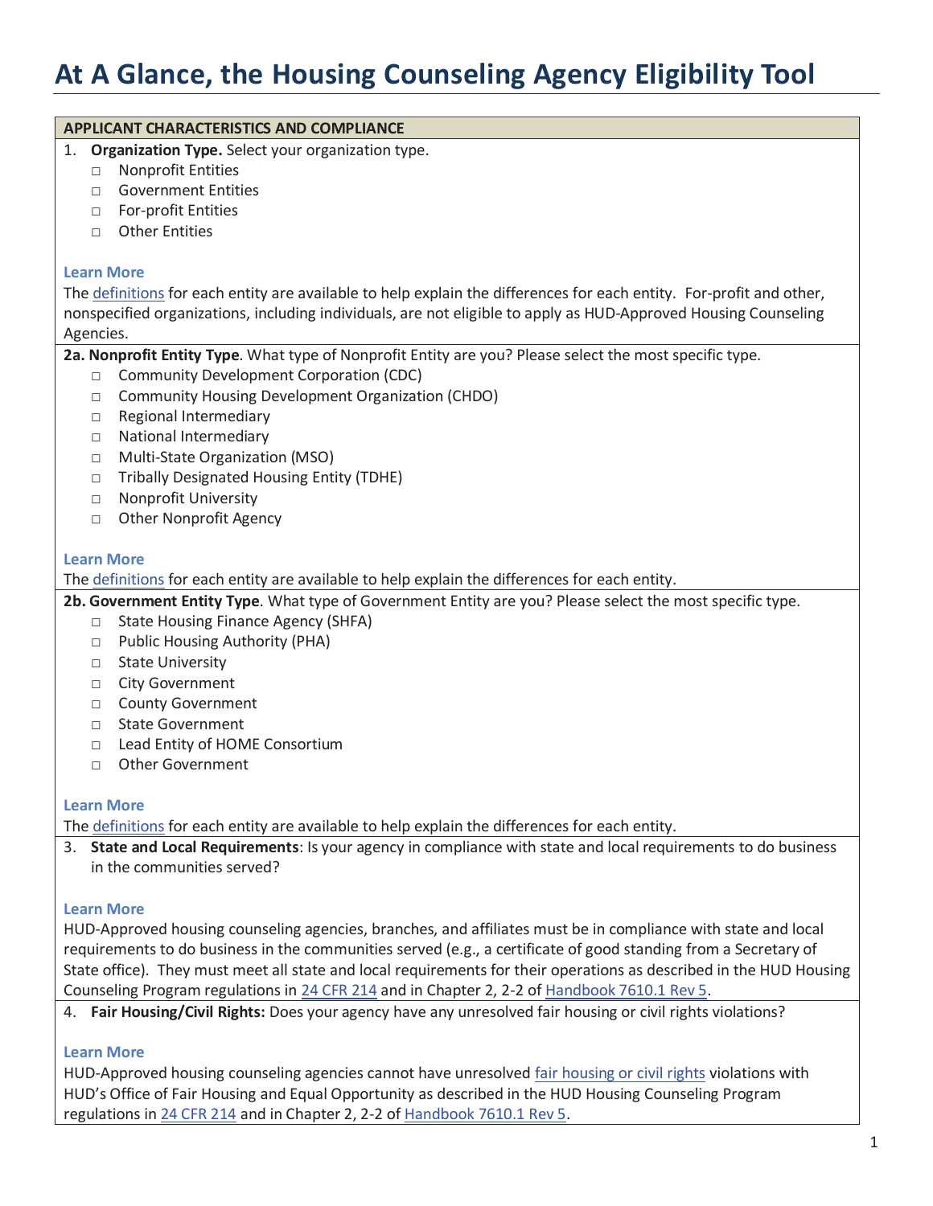# At A Glance, the Housing Counseling Agency Eligibility Tool

**APPLICANT CHARACTERISTICS AND COMPLIANCE**

1. **Organization Type.** Select your organization type.
   - □ Nonprofit Entities
   - □ Government Entities
   - □ For-profit Entities
   - □ Other Entities

**Learn More**

The definitions for each entity are available to help explain the differences for each entity. For-profit and other, nonspecified organizations, including individuals, are not eligible to apply as HUD-Approved Housing Counseling Agencies.

**2a. Nonprofit Entity Type**. What type of Nonprofit Entity are you? Please select the most specific type.
- □ Community Development Corporation (CDC)
- □ Community Housing Development Organization (CHDO)
- □ Regional Intermediary
- □ National Intermediary
- □ Multi-State Organization (MSO)
- □ Tribally Designated Housing Entity (TDHE)
- □ Nonprofit University
- □ Other Nonprofit Agency

**Learn More**

The definitions for each entity are available to help explain the differences for each entity.

**2b. Government Entity Type**. What type of Government Entity are you? Please select the most specific type.
- □ State Housing Finance Agency (SHFA)
- □ Public Housing Authority (PHA)
- □ State University
- □ City Government
- □ County Government
- □ State Government
- □ Lead Entity of HOME Consortium
- □ Other Government

**Learn More**

The definitions for each entity are available to help explain the differences for each entity.

3. **State and Local Requirements**: Is your agency in compliance with state and local requirements to do business in the communities served?

**Learn More**

HUD-Approved housing counseling agencies, branches, and affiliates must be in compliance with state and local requirements to do business in the communities served (e.g., a certificate of good standing from a Secretary of State office). They must meet all state and local requirements for their operations as described in the HUD Housing Counseling Program regulations in 24 CFR 214 and in Chapter 2, 2-2 of Handbook 7610.1 Rev 5.

4. **Fair Housing/Civil Rights:** Does your agency have any unresolved fair housing or civil rights violations?

**Learn More**

HUD-Approved housing counseling agencies cannot have unresolved fair housing or civil rights violations with HUD's Office of Fair Housing and Equal Opportunity as described in the HUD Housing Counseling Program regulations in 24 CFR 214 and in Chapter 2, 2-2 of Handbook 7610.1 Rev 5.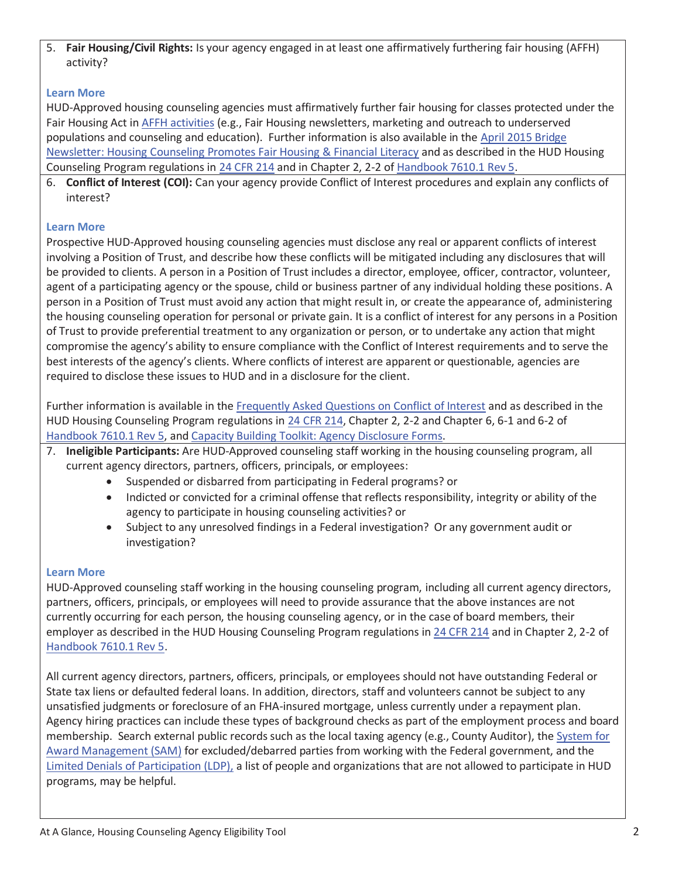5. **Fair Housing/Civil Rights:** Is your agency engaged in at least one affirmatively furthering fair housing (AFFH) activity?

**Learn More**

HUD-Approved housing counseling agencies must affirmatively further fair housing for classes protected under the Fair Housing Act in AFFH activities (e.g., Fair Housing newsletters, marketing and outreach to underserved populations and counseling and education). Further information is also available in the April 2015 Bridge Newsletter: Housing Counseling Promotes Fair Housing & Financial Literacy and as described in the HUD Housing Counseling Program regulations in 24 CFR 214 and in Chapter 2, 2-2 of Handbook 7610.1 Rev 5.

6. **Conflict of Interest (COI):** Can your agency provide Conflict of Interest procedures and explain any conflicts of interest?

**Learn More**

Prospective HUD-Approved housing counseling agencies must disclose any real or apparent conflicts of interest involving a Position of Trust, and describe how these conflicts will be mitigated including any disclosures that will be provided to clients. A person in a Position of Trust includes a director, employee, officer, contractor, volunteer, agent of a participating agency or the spouse, child or business partner of any individual holding these positions. A person in a Position of Trust must avoid any action that might result in, or create the appearance of, administering the housing counseling operation for personal or private gain. It is a conflict of interest for any persons in a Position of Trust to provide preferential treatment to any organization or person, or to undertake any action that might compromise the agency's ability to ensure compliance with the Conflict of Interest requirements and to serve the best interests of the agency's clients. Where conflicts of interest are apparent or questionable, agencies are required to disclose these issues to HUD and in a disclosure for the client.

Further information is available in the Frequently Asked Questions on Conflict of Interest and as described in the HUD Housing Counseling Program regulations in 24 CFR 214, Chapter 2, 2-2 and Chapter 6, 6-1 and 6-2 of Handbook 7610.1 Rev 5, and Capacity Building Toolkit: Agency Disclosure Forms.

7. **Ineligible Participants:** Are HUD-Approved counseling staff working in the housing counseling program, all current agency directors, partners, officers, principals, or employees:
   - Suspended or disbarred from participating in Federal programs? or
   - Indicted or convicted for a criminal offense that reflects responsibility, integrity or ability of the agency to participate in housing counseling activities? or
   - Subject to any unresolved findings in a Federal investigation? Or any government audit or investigation?

**Learn More**

HUD-Approved counseling staff working in the housing counseling program, including all current agency directors, partners, officers, principals, or employees will need to provide assurance that the above instances are not currently occurring for each person, the housing counseling agency, or in the case of board members, their employer as described in the HUD Housing Counseling Program regulations in 24 CFR 214 and in Chapter 2, 2-2 of Handbook 7610.1 Rev 5.

All current agency directors, partners, officers, principals, or employees should not have outstanding Federal or State tax liens or defaulted federal loans. In addition, directors, staff and volunteers cannot be subject to any unsatisfied judgments or foreclosure of an FHA-insured mortgage, unless currently under a repayment plan. Agency hiring practices can include these types of background checks as part of the employment process and board membership. Search external public records such as the local taxing agency (e.g., County Auditor), the System for Award Management (SAM) for excluded/debarred parties from working with the Federal government, and the Limited Denials of Participation (LDP), a list of people and organizations that are not allowed to participate in HUD programs, may be helpful.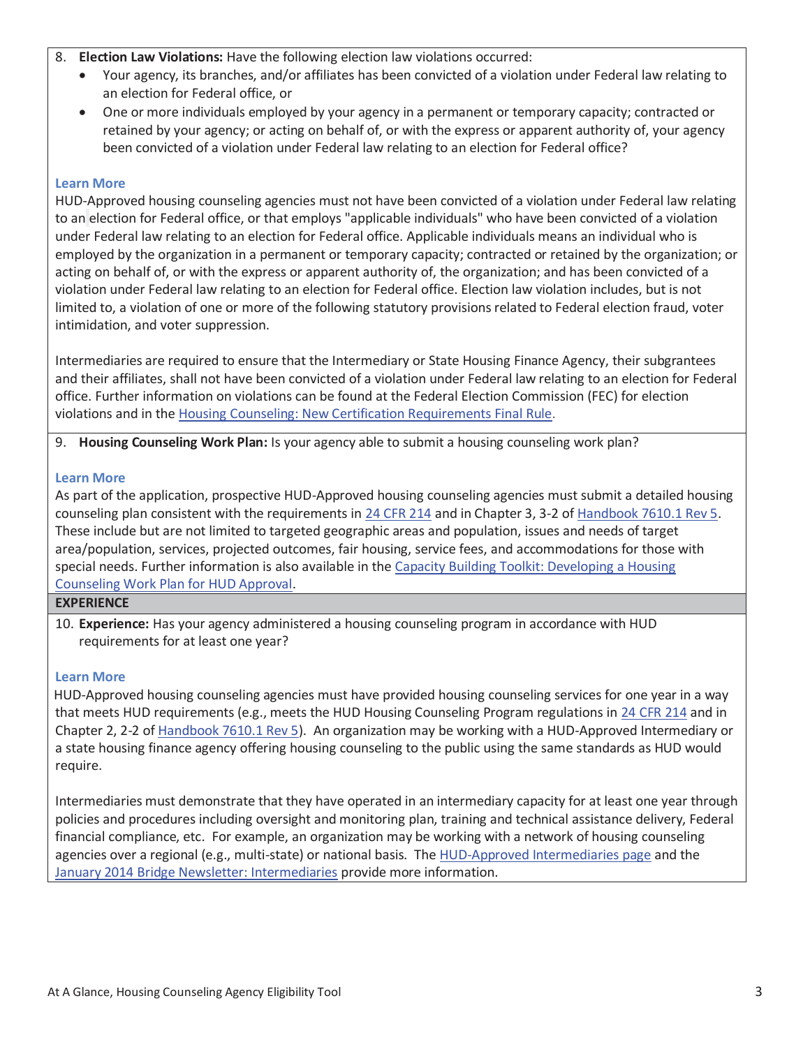8. **Election Law Violations:** Have the following election law violations occurred:
   - Your agency, its branches, and/or affiliates has been convicted of a violation under Federal law relating to an election for Federal office, or
   - One or more individuals employed by your agency in a permanent or temporary capacity; contracted or retained by your agency; or acting on behalf of, or with the express or apparent authority of, your agency been convicted of a violation under Federal law relating to an election for Federal office?

**Learn More**

HUD-Approved housing counseling agencies must not have been convicted of a violation under Federal law relating to an election for Federal office, or that employs "applicable individuals" who have been convicted of a violation under Federal law relating to an election for Federal office. Applicable individuals means an individual who is employed by the organization in a permanent or temporary capacity; contracted or retained by the organization; or acting on behalf of, or with the express or apparent authority of, the organization; and has been convicted of a violation under Federal law relating to an election for Federal office. Election law violation includes, but is not limited to, a violation of one or more of the following statutory provisions related to Federal election fraud, voter intimidation, and voter suppression.

Intermediaries are required to ensure that the Intermediary or State Housing Finance Agency, their subgrantees and their affiliates, shall not have been convicted of a violation under Federal law relating to an election for Federal office. Further information on violations can be found at the Federal Election Commission (FEC) for election violations and in the Housing Counseling: New Certification Requirements Final Rule.

9. **Housing Counseling Work Plan:** Is your agency able to submit a housing counseling work plan?

**Learn More**

As part of the application, prospective HUD-Approved housing counseling agencies must submit a detailed housing counseling plan consistent with the requirements in 24 CFR 214 and in Chapter 3, 3-2 of Handbook 7610.1 Rev 5. These include but are not limited to targeted geographic areas and population, issues and needs of target area/population, services, projected outcomes, fair housing, service fees, and accommodations for those with special needs. Further information is also available in the Capacity Building Toolkit: Developing a Housing Counseling Work Plan for HUD Approval.

## EXPERIENCE

10. **Experience:** Has your agency administered a housing counseling program in accordance with HUD requirements for at least one year?

**Learn More**

HUD-Approved housing counseling agencies must have provided housing counseling services for one year in a way that meets HUD requirements (e.g., meets the HUD Housing Counseling Program regulations in 24 CFR 214 and in Chapter 2, 2-2 of Handbook 7610.1 Rev 5). An organization may be working with a HUD-Approved Intermediary or a state housing finance agency offering housing counseling to the public using the same standards as HUD would require.

Intermediaries must demonstrate that they have operated in an intermediary capacity for at least one year through policies and procedures including oversight and monitoring plan, training and technical assistance delivery, Federal financial compliance, etc. For example, an organization may be working with a network of housing counseling agencies over a regional (e.g., multi-state) or national basis. The HUD-Approved Intermediaries page and the January 2014 Bridge Newsletter: Intermediaries provide more information.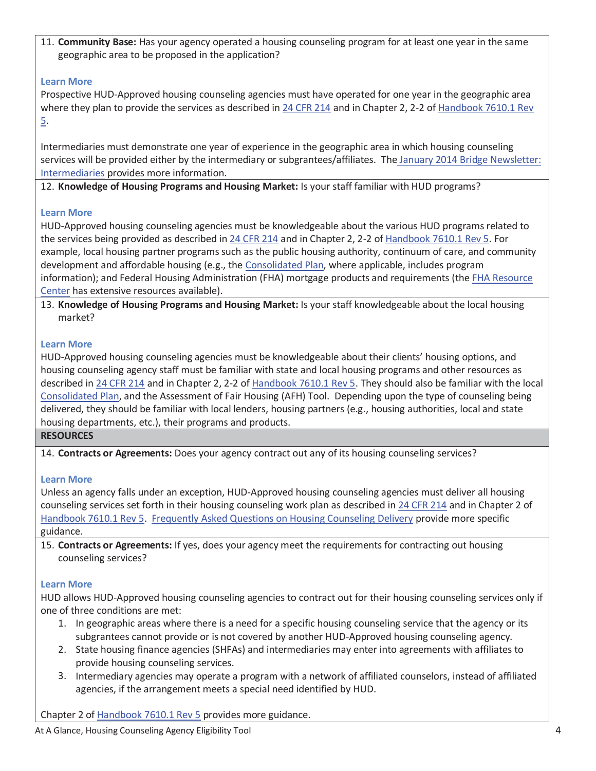11. **Community Base:** Has your agency operated a housing counseling program for at least one year in the same geographic area to be proposed in the application?

**Learn More**

Prospective HUD-Approved housing counseling agencies must have operated for one year in the geographic area where they plan to provide the services as described in 24 CFR 214 and in Chapter 2, 2-2 of Handbook 7610.1 Rev 5.

Intermediaries must demonstrate one year of experience in the geographic area in which housing counseling services will be provided either by the intermediary or subgrantees/affiliates. The January 2014 Bridge Newsletter: Intermediaries provides more information.

12. **Knowledge of Housing Programs and Housing Market:** Is your staff familiar with HUD programs?

**Learn More**

HUD-Approved housing counseling agencies must be knowledgeable about the various HUD programs related to the services being provided as described in 24 CFR 214 and in Chapter 2, 2-2 of Handbook 7610.1 Rev 5. For example, local housing partner programs such as the public housing authority, continuum of care, and community development and affordable housing (e.g., the Consolidated Plan, where applicable, includes program information); and Federal Housing Administration (FHA) mortgage products and requirements (the FHA Resource Center has extensive resources available).

13. **Knowledge of Housing Programs and Housing Market:** Is your staff knowledgeable about the local housing market?

**Learn More**

HUD-Approved housing counseling agencies must be knowledgeable about their clients' housing options, and housing counseling agency staff must be familiar with state and local housing programs and other resources as described in 24 CFR 214 and in Chapter 2, 2-2 of Handbook 7610.1 Rev 5. They should also be familiar with the local Consolidated Plan, and the Assessment of Fair Housing (AFH) Tool. Depending upon the type of counseling being delivered, they should be familiar with local lenders, housing partners (e.g., housing authorities, local and state housing departments, etc.), their programs and products.

## RESOURCES

14. **Contracts or Agreements:** Does your agency contract out any of its housing counseling services?

**Learn More**

Unless an agency falls under an exception, HUD-Approved housing counseling agencies must deliver all housing counseling services set forth in their housing counseling work plan as described in 24 CFR 214 and in Chapter 2 of Handbook 7610.1 Rev 5. Frequently Asked Questions on Housing Counseling Delivery provide more specific guidance.

15. **Contracts or Agreements:** If yes, does your agency meet the requirements for contracting out housing counseling services?

**Learn More**

HUD allows HUD-Approved housing counseling agencies to contract out for their housing counseling services only if one of three conditions are met:

1. In geographic areas where there is a need for a specific housing counseling service that the agency or its subgrantees cannot provide or is not covered by another HUD-Approved housing counseling agency.
2. State housing finance agencies (SHFAs) and intermediaries may enter into agreements with affiliates to provide housing counseling services.
3. Intermediary agencies may operate a program with a network of affiliated counselors, instead of affiliated agencies, if the arrangement meets a special need identified by HUD.

Chapter 2 of Handbook 7610.1 Rev 5 provides more guidance.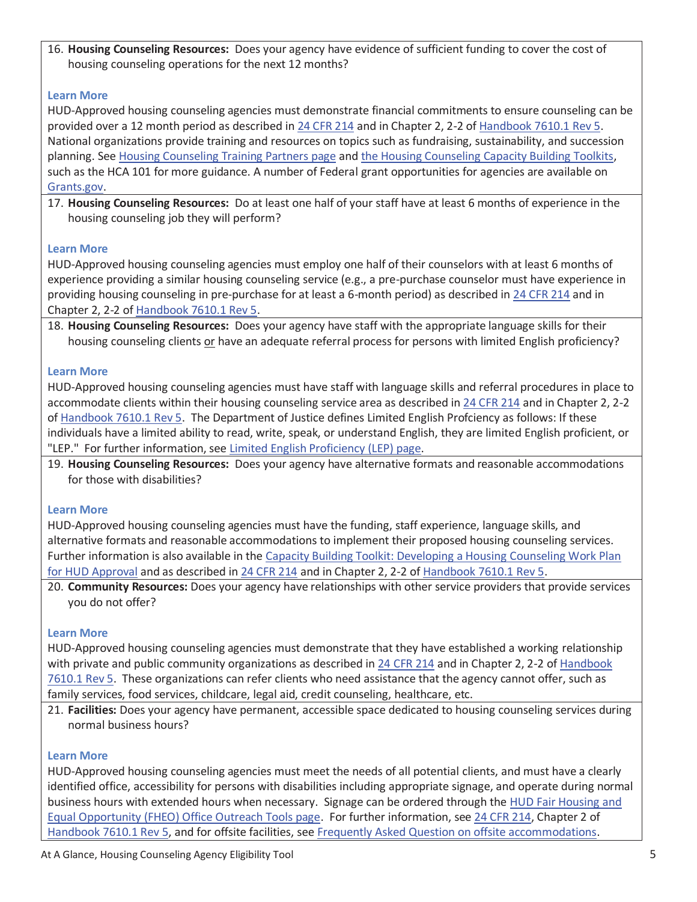16. **Housing Counseling Resources:** Does your agency have evidence of sufficient funding to cover the cost of housing counseling operations for the next 12 months?

**Learn More**
HUD-Approved housing counseling agencies must demonstrate financial commitments to ensure counseling can be provided over a 12 month period as described in 24 CFR 214 and in Chapter 2, 2-2 of Handbook 7610.1 Rev 5. National organizations provide training and resources on topics such as fundraising, sustainability, and succession planning. See Housing Counseling Training Partners page and the Housing Counseling Capacity Building Toolkits, such as the HCA 101 for more guidance. A number of Federal grant opportunities for agencies are available on Grants.gov.

17. **Housing Counseling Resources:** Do at least one half of your staff have at least 6 months of experience in the housing counseling job they will perform?

**Learn More**
HUD-Approved housing counseling agencies must employ one half of their counselors with at least 6 months of experience providing a similar housing counseling service (e.g., a pre-purchase counselor must have experience in providing housing counseling in pre-purchase for at least a 6-month period) as described in 24 CFR 214 and in Chapter 2, 2-2 of Handbook 7610.1 Rev 5.

18. **Housing Counseling Resources:** Does your agency have staff with the appropriate language skills for their housing counseling clients or have an adequate referral process for persons with limited English proficiency?

**Learn More**
HUD-Approved housing counseling agencies must have staff with language skills and referral procedures in place to accommodate clients within their housing counseling service area as described in 24 CFR 214 and in Chapter 2, 2-2 of Handbook 7610.1 Rev 5. The Department of Justice defines Limited English Profciency as follows: If these individuals have a limited ability to read, write, speak, or understand English, they are limited English proficient, or "LEP." For further information, see Limited English Proficiency (LEP) page.

19. **Housing Counseling Resources:** Does your agency have alternative formats and reasonable accommodations for those with disabilities?

**Learn More**
HUD-Approved housing counseling agencies must have the funding, staff experience, language skills, and alternative formats and reasonable accommodations to implement their proposed housing counseling services. Further information is also available in the Capacity Building Toolkit: Developing a Housing Counseling Work Plan for HUD Approval and as described in 24 CFR 214 and in Chapter 2, 2-2 of Handbook 7610.1 Rev 5.

20. **Community Resources:** Does your agency have relationships with other service providers that provide services you do not offer?

**Learn More**
HUD-Approved housing counseling agencies must demonstrate that they have established a working relationship with private and public community organizations as described in 24 CFR 214 and in Chapter 2, 2-2 of Handbook 7610.1 Rev 5. These organizations can refer clients who need assistance that the agency cannot offer, such as family services, food services, childcare, legal aid, credit counseling, healthcare, etc.

21. **Facilities:** Does your agency have permanent, accessible space dedicated to housing counseling services during normal business hours?

**Learn More**
HUD-Approved housing counseling agencies must meet the needs of all potential clients, and must have a clearly identified office, accessibility for persons with disabilities including appropriate signage, and operate during normal business hours with extended hours when necessary. Signage can be ordered through the HUD Fair Housing and Equal Opportunity (FHEO) Office Outreach Tools page. For further information, see 24 CFR 214, Chapter 2 of Handbook 7610.1 Rev 5, and for offsite facilities, see Frequently Asked Question on offsite accommodations.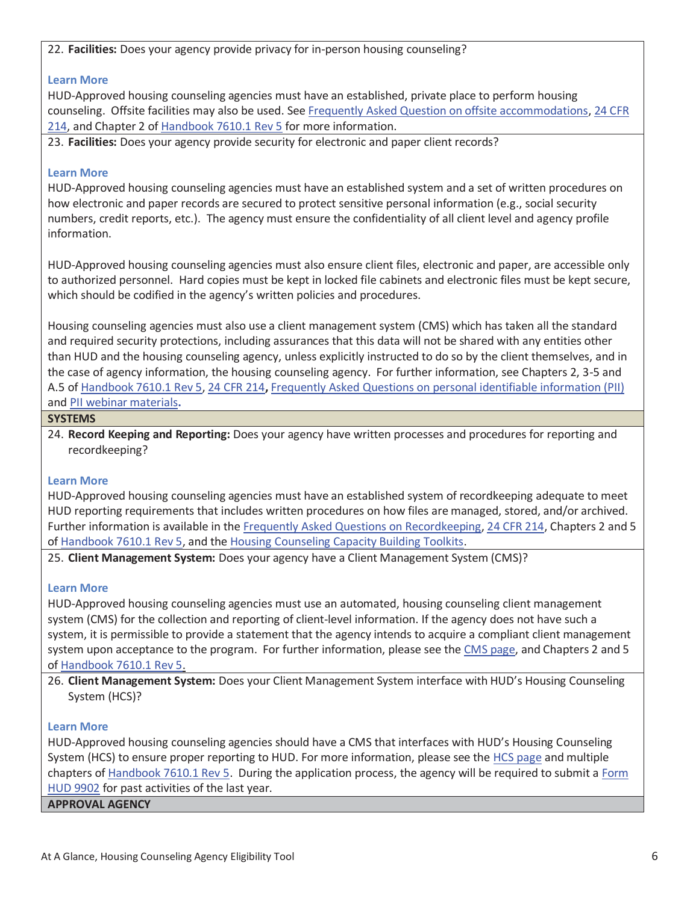22. **Facilities:** Does your agency provide privacy for in-person housing counseling?

**Learn More**

HUD-Approved housing counseling agencies must have an established, private place to perform housing counseling. Offsite facilities may also be used. See Frequently Asked Question on offsite accommodations, 24 CFR 214, and Chapter 2 of Handbook 7610.1 Rev 5 for more information.

23. **Facilities:** Does your agency provide security for electronic and paper client records?

**Learn More**

HUD-Approved housing counseling agencies must have an established system and a set of written procedures on how electronic and paper records are secured to protect sensitive personal information (e.g., social security numbers, credit reports, etc.). The agency must ensure the confidentiality of all client level and agency profile information.

HUD-Approved housing counseling agencies must also ensure client files, electronic and paper, are accessible only to authorized personnel. Hard copies must be kept in locked file cabinets and electronic files must be kept secure, which should be codified in the agency's written policies and procedures.

Housing counseling agencies must also use a client management system (CMS) which has taken all the standard and required security protections, including assurances that this data will not be shared with any entities other than HUD and the housing counseling agency, unless explicitly instructed to do so by the client themselves, and in the case of agency information, the housing counseling agency. For further information, see Chapters 2, 3-5 and A.5 of Handbook 7610.1 Rev 5, 24 CFR 214**,** Frequently Asked Questions on personal identifiable information (PII) and PII webinar materials**.**

## SYSTEMS

24. **Record Keeping and Reporting:** Does your agency have written processes and procedures for reporting and recordkeeping?

**Learn More**

HUD-Approved housing counseling agencies must have an established system of recordkeeping adequate to meet HUD reporting requirements that includes written procedures on how files are managed, stored, and/or archived. Further information is available in the Frequently Asked Questions on Recordkeeping, 24 CFR 214, Chapters 2 and 5 of Handbook 7610.1 Rev 5, and the Housing Counseling Capacity Building Toolkits.

25. **Client Management System:** Does your agency have a Client Management System (CMS)?

**Learn More**

HUD-Approved housing counseling agencies must use an automated, housing counseling client management system (CMS) for the collection and reporting of client-level information. If the agency does not have such a system, it is permissible to provide a statement that the agency intends to acquire a compliant client management system upon acceptance to the program. For further information, please see the CMS page, and Chapters 2 and 5 of Handbook 7610.1 Rev 5.

26. **Client Management System:** Does your Client Management System interface with HUD's Housing Counseling System (HCS)?

**Learn More**

HUD-Approved housing counseling agencies should have a CMS that interfaces with HUD's Housing Counseling System (HCS) to ensure proper reporting to HUD. For more information, please see the HCS page and multiple chapters of Handbook 7610.1 Rev 5. During the application process, the agency will be required to submit a Form HUD 9902 for past activities of the last year.

## APPROVAL AGENCY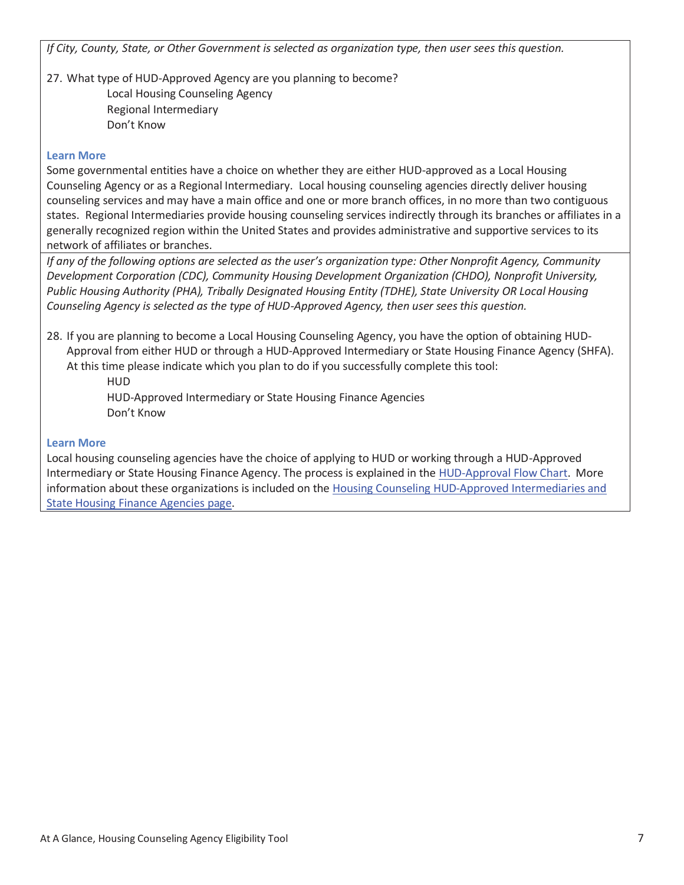*If City, County, State, or Other Government is selected as organization type, then user sees this question.*

27. What type of HUD-Approved Agency are you planning to become?
    - Local Housing Counseling Agency
    - Regional Intermediary
    - Don't Know

**Learn More**

Some governmental entities have a choice on whether they are either HUD-approved as a Local Housing Counseling Agency or as a Regional Intermediary. Local housing counseling agencies directly deliver housing counseling services and may have a main office and one or more branch offices, in no more than two contiguous states. Regional Intermediaries provide housing counseling services indirectly through its branches or affiliates in a generally recognized region within the United States and provides administrative and supportive services to its network of affiliates or branches.

*If any of the following options are selected as the user's organization type: Other Nonprofit Agency, Community Development Corporation (CDC), Community Housing Development Organization (CHDO), Nonprofit University, Public Housing Authority (PHA), Tribally Designated Housing Entity (TDHE), State University OR Local Housing Counseling Agency is selected as the type of HUD-Approved Agency, then user sees this question.*

28. If you are planning to become a Local Housing Counseling Agency, you have the option of obtaining HUD-Approval from either HUD or through a HUD-Approved Intermediary or State Housing Finance Agency (SHFA). At this time please indicate which you plan to do if you successfully complete this tool:
    - HUD
    - HUD-Approved Intermediary or State Housing Finance Agencies
    - Don't Know

**Learn More**

Local housing counseling agencies have the choice of applying to HUD or working through a HUD-Approved Intermediary or State Housing Finance Agency. The process is explained in the HUD-Approval Flow Chart. More information about these organizations is included on the Housing Counseling HUD-Approved Intermediaries and State Housing Finance Agencies page.